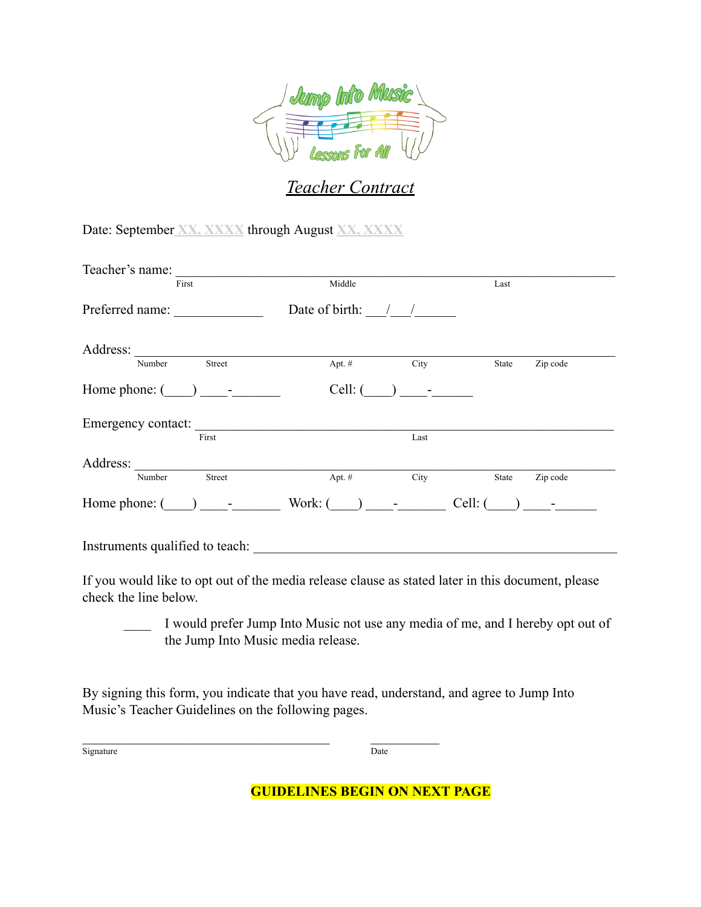Jump Into Music
Lessons For All

# *Teacher Contract*

Date: September XX, XXXX through August XX, XXXX

Teacher's name: ____________________________________________________________
First Middle Last

Preferred name: _____________ Date of birth: ___/___/______

Address: ___________________________________________________________________
Number Street Apt. # City State Zip code

Home phone: (____) ____-_______ Cell: (____) ____-______

Emergency contact: __________________________________________________________
First Last

Address: ___________________________________________________________________
Number Street Apt. # City State Zip code

Home phone: (____) ____-_______ Work: (____) ____-_______ Cell: (____) ____-______

Instruments qualified to teach: ________________________________________________

If you would like to opt out of the media release clause as stated later in this document, please check the line below.

____ I would prefer Jump Into Music not use any media of me, and I hereby opt out of the Jump Into Music media release.

By signing this form, you indicate that you have read, understand, and agree to Jump Into Music's Teacher Guidelines on the following pages.

______________________________________ ____________
Signature Date

**GUIDELINES BEGIN ON NEXT PAGE**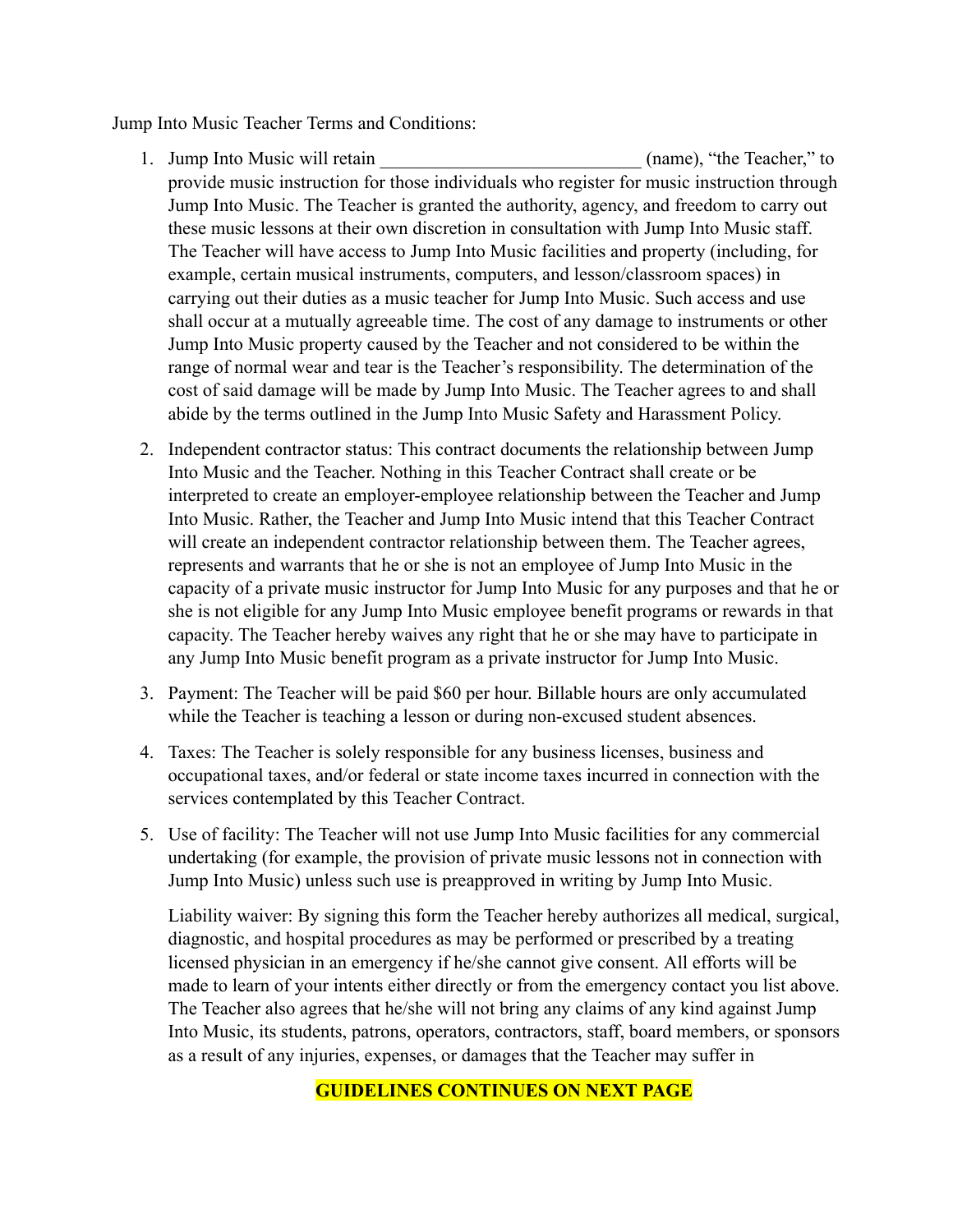Jump Into Music Teacher Terms and Conditions:

1. Jump Into Music will retain ____________________________ (name), "the Teacher," to provide music instruction for those individuals who register for music instruction through Jump Into Music. The Teacher is granted the authority, agency, and freedom to carry out these music lessons at their own discretion in consultation with Jump Into Music staff. The Teacher will have access to Jump Into Music facilities and property (including, for example, certain musical instruments, computers, and lesson/classroom spaces) in carrying out their duties as a music teacher for Jump Into Music. Such access and use shall occur at a mutually agreeable time. The cost of any damage to instruments or other Jump Into Music property caused by the Teacher and not considered to be within the range of normal wear and tear is the Teacher's responsibility. The determination of the cost of said damage will be made by Jump Into Music. The Teacher agrees to and shall abide by the terms outlined in the Jump Into Music Safety and Harassment Policy.

2. Independent contractor status: This contract documents the relationship between Jump Into Music and the Teacher. Nothing in this Teacher Contract shall create or be interpreted to create an employer-employee relationship between the Teacher and Jump Into Music. Rather, the Teacher and Jump Into Music intend that this Teacher Contract will create an independent contractor relationship between them. The Teacher agrees, represents and warrants that he or she is not an employee of Jump Into Music in the capacity of a private music instructor for Jump Into Music for any purposes and that he or she is not eligible for any Jump Into Music employee benefit programs or rewards in that capacity. The Teacher hereby waives any right that he or she may have to participate in any Jump Into Music benefit program as a private instructor for Jump Into Music.

3. Payment: The Teacher will be paid $60 per hour. Billable hours are only accumulated while the Teacher is teaching a lesson or during non-excused student absences.

4. Taxes: The Teacher is solely responsible for any business licenses, business and occupational taxes, and/or federal or state income taxes incurred in connection with the services contemplated by this Teacher Contract.

5. Use of facility: The Teacher will not use Jump Into Music facilities for any commercial undertaking (for example, the provision of private music lessons not in connection with Jump Into Music) unless such use is preapproved in writing by Jump Into Music.

   Liability waiver: By signing this form the Teacher hereby authorizes all medical, surgical, diagnostic, and hospital procedures as may be performed or prescribed by a treating licensed physician in an emergency if he/she cannot give consent. All efforts will be made to learn of your intents either directly or from the emergency contact you list above. The Teacher also agrees that he/she will not bring any claims of any kind against Jump Into Music, its students, patrons, operators, contractors, staff, board members, or sponsors as a result of any injuries, expenses, or damages that the Teacher may suffer in

**GUIDELINES CONTINUES ON NEXT PAGE**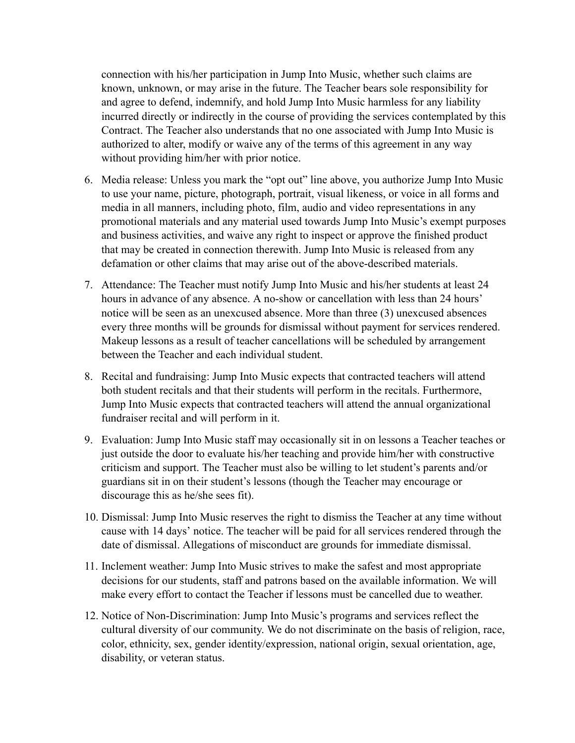connection with his/her participation in Jump Into Music, whether such claims are known, unknown, or may arise in the future. The Teacher bears sole responsibility for and agree to defend, indemnify, and hold Jump Into Music harmless for any liability incurred directly or indirectly in the course of providing the services contemplated by this Contract. The Teacher also understands that no one associated with Jump Into Music is authorized to alter, modify or waive any of the terms of this agreement in any way without providing him/her with prior notice.

6. Media release: Unless you mark the "opt out" line above, you authorize Jump Into Music to use your name, picture, photograph, portrait, visual likeness, or voice in all forms and media in all manners, including photo, film, audio and video representations in any promotional materials and any material used towards Jump Into Music's exempt purposes and business activities, and waive any right to inspect or approve the finished product that may be created in connection therewith. Jump Into Music is released from any defamation or other claims that may arise out of the above-described materials.

7. Attendance: The Teacher must notify Jump Into Music and his/her students at least 24 hours in advance of any absence. A no-show or cancellation with less than 24 hours' notice will be seen as an unexcused absence. More than three (3) unexcused absences every three months will be grounds for dismissal without payment for services rendered. Makeup lessons as a result of teacher cancellations will be scheduled by arrangement between the Teacher and each individual student.

8. Recital and fundraising: Jump Into Music expects that contracted teachers will attend both student recitals and that their students will perform in the recitals. Furthermore, Jump Into Music expects that contracted teachers will attend the annual organizational fundraiser recital and will perform in it.

9. Evaluation: Jump Into Music staff may occasionally sit in on lessons a Teacher teaches or just outside the door to evaluate his/her teaching and provide him/her with constructive criticism and support. The Teacher must also be willing to let student's parents and/or guardians sit in on their student's lessons (though the Teacher may encourage or discourage this as he/she sees fit).

10. Dismissal: Jump Into Music reserves the right to dismiss the Teacher at any time without cause with 14 days' notice. The teacher will be paid for all services rendered through the date of dismissal. Allegations of misconduct are grounds for immediate dismissal.

11. Inclement weather: Jump Into Music strives to make the safest and most appropriate decisions for our students, staff and patrons based on the available information. We will make every effort to contact the Teacher if lessons must be cancelled due to weather.

12. Notice of Non-Discrimination: Jump Into Music's programs and services reflect the cultural diversity of our community. We do not discriminate on the basis of religion, race, color, ethnicity, sex, gender identity/expression, national origin, sexual orientation, age, disability, or veteran status.